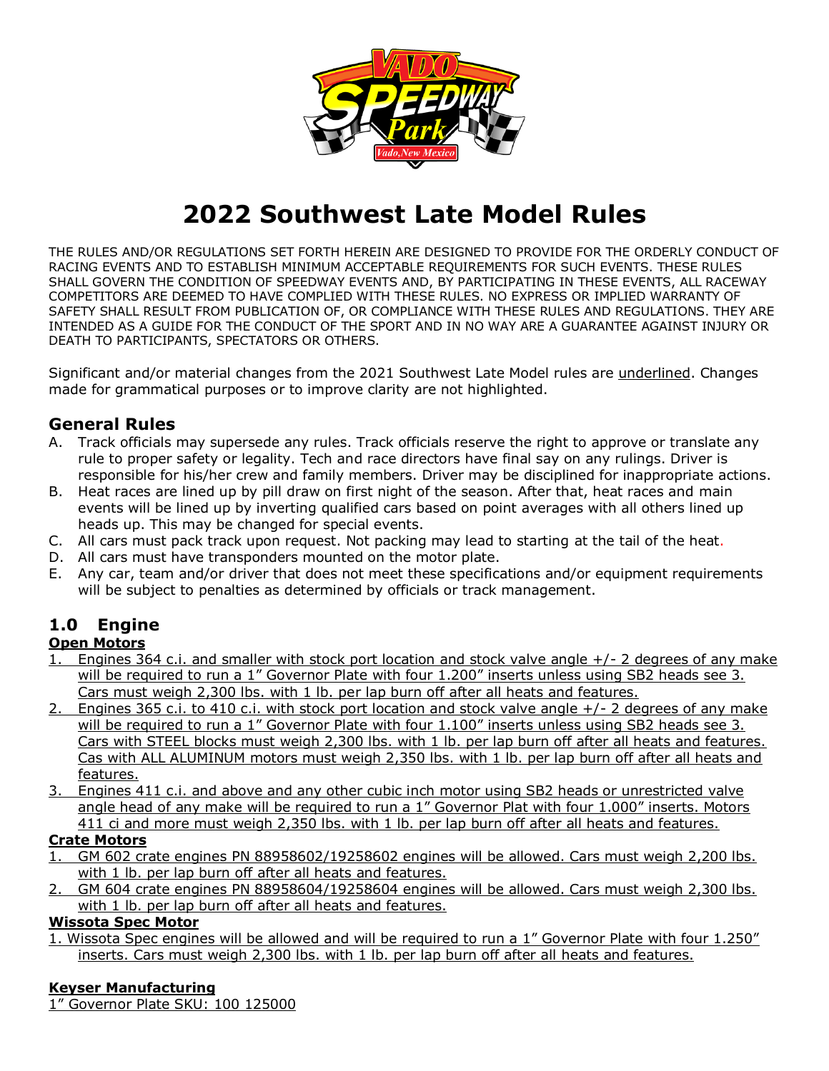# 2022 Southwest Late Model Rules

THE RULES AND/OR REGULATIONS SET FORTH HEREIN ARE DESIGNED TO PROVIDE FOR THE ORDERLY CONDUCT OF RACING EVENTS AND TO ESTABLISH MINIMUM ACCEPTABLE REQUIREMENTS FOR SUCH EVENTS. THESE RULES SHALL GOVERN THE CONDITION OF SPEEDWAY EVENTS AND, BY PARTICIPATING IN THESE EVENTS, ALL RACEWAY COMPETITORS ARE DEEMED TO HAVE COMPLIED WITH THESE RULES. NO EXPRESS OR IMPLIED WARRANTY OF SAFETY SHALL RESULT FROM PUBLICATION OF, OR COMPLIANCE WITH THESE RULES AND REGULATIONS. THEY ARE INTENDED AS A GUIDE FOR THE CONDUCT OF THE SPORT AND IN NO WAY ARE A GUARANTEE AGAINST INJURY OR DEATH TO PARTICIPANTS, SPECTATORS OR OTHERS.

Significant and/or material changes from the 2021 Southwest Late Model rules are underlined. Changes made for grammatical purposes or to improve clarity are not highlighted.

## General Rules

A. Track officials may supersede any rules. Track officials reserve the right to approve or translate any rule to proper safety or legality. Tech and race directors have final say on any rulings. Driver is responsible for his/her crew and family members. Driver may be disciplined for inappropriate actions.
B. Heat races are lined up by pill draw on first night of the season. After that, heat races and main events will be lined up by inverting qualified cars based on point averages with all others lined up heads up. This may be changed for special events.
C. All cars must pack track upon request. Not packing may lead to starting at the tail of the heat.
D. All cars must have transponders mounted on the motor plate.
E. Any car, team and/or driver that does not meet these specifications and/or equipment requirements will be subject to penalties as determined by officials or track management.

## 1.0 Engine

**Open Motors**

1. Engines 364 c.i. and smaller with stock port location and stock valve angle +/- 2 degrees of any make will be required to run a 1" Governor Plate with four 1.200" inserts unless using SB2 heads see 3. Cars must weigh 2,300 lbs. with 1 lb. per lap burn off after all heats and features.
2. Engines 365 c.i. to 410 c.i. with stock port location and stock valve angle +/- 2 degrees of any make will be required to run a 1" Governor Plate with four 1.100" inserts unless using SB2 heads see 3. Cars with STEEL blocks must weigh 2,300 lbs. with 1 lb. per lap burn off after all heats and features. Cas with ALL ALUMINUM motors must weigh 2,350 lbs. with 1 lb. per lap burn off after all heats and features.
3. Engines 411 c.i. and above and any other cubic inch motor using SB2 heads or unrestricted valve angle head of any make will be required to run a 1" Governor Plat with four 1.000" inserts. Motors 411 ci and more must weigh 2,350 lbs. with 1 lb. per lap burn off after all heats and features.

**Crate Motors**

1. GM 602 crate engines PN 88958602/19258602 engines will be allowed. Cars must weigh 2,200 lbs. with 1 lb. per lap burn off after all heats and features.
2. GM 604 crate engines PN 88958604/19258604 engines will be allowed. Cars must weigh 2,300 lbs. with 1 lb. per lap burn off after all heats and features.

**Wissota Spec Motor**

1. Wissota Spec engines will be allowed and will be required to run a 1" Governor Plate with four 1.250" inserts. Cars must weigh 2,300 lbs. with 1 lb. per lap burn off after all heats and features.

**Keyser Manufacturing**

1" Governor Plate SKU: 100 125000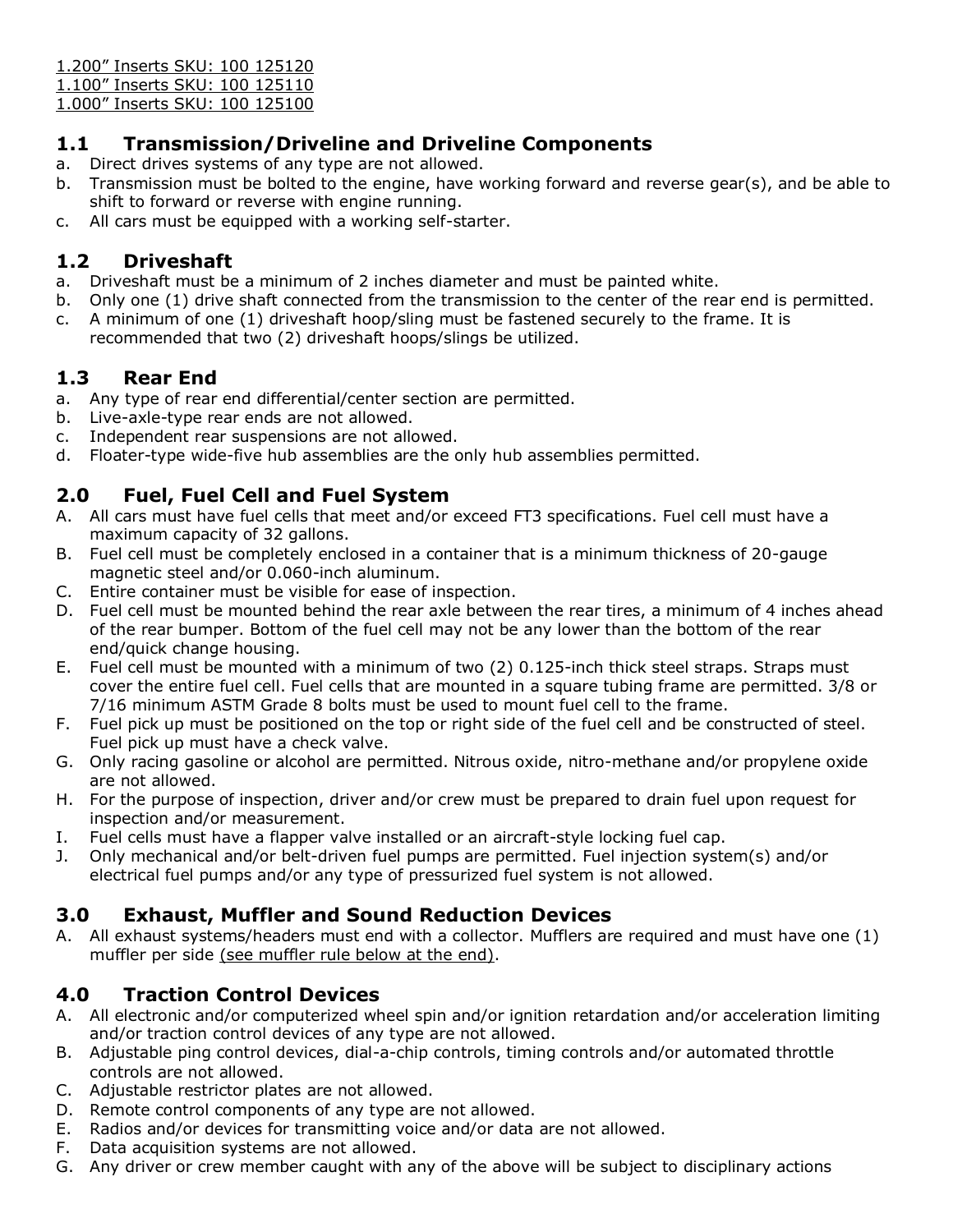<u>1.200" Inserts SKU: 100 125120</u>
<u>1.100" Inserts SKU: 100 125110</u>
<u>1.000" Inserts SKU: 100 125100</u>

## 1.1 Transmission/Driveline and Driveline Components

a. Direct drives systems of any type are not allowed.
b. Transmission must be bolted to the engine, have working forward and reverse gear(s), and be able to shift to forward or reverse with engine running.
c. All cars must be equipped with a working self-starter.

## 1.2 Driveshaft

a. Driveshaft must be a minimum of 2 inches diameter and must be painted white.
b. Only one (1) drive shaft connected from the transmission to the center of the rear end is permitted.
c. A minimum of one (1) driveshaft hoop/sling must be fastened securely to the frame. It is recommended that two (2) driveshaft hoops/slings be utilized.

## 1.3 Rear End

a. Any type of rear end differential/center section are permitted.
b. Live-axle-type rear ends are not allowed.
c. Independent rear suspensions are not allowed.
d. Floater-type wide-five hub assemblies are the only hub assemblies permitted.

## 2.0 Fuel, Fuel Cell and Fuel System

A. All cars must have fuel cells that meet and/or exceed FT3 specifications. Fuel cell must have a maximum capacity of 32 gallons.
B. Fuel cell must be completely enclosed in a container that is a minimum thickness of 20-gauge magnetic steel and/or 0.060-inch aluminum.
C. Entire container must be visible for ease of inspection.
D. Fuel cell must be mounted behind the rear axle between the rear tires, a minimum of 4 inches ahead of the rear bumper. Bottom of the fuel cell may not be any lower than the bottom of the rear end/quick change housing.
E. Fuel cell must be mounted with a minimum of two (2) 0.125-inch thick steel straps. Straps must cover the entire fuel cell. Fuel cells that are mounted in a square tubing frame are permitted. 3/8 or 7/16 minimum ASTM Grade 8 bolts must be used to mount fuel cell to the frame.
F. Fuel pick up must be positioned on the top or right side of the fuel cell and be constructed of steel. Fuel pick up must have a check valve.
G. Only racing gasoline or alcohol are permitted. Nitrous oxide, nitro-methane and/or propylene oxide are not allowed.
H. For the purpose of inspection, driver and/or crew must be prepared to drain fuel upon request for inspection and/or measurement.
I. Fuel cells must have a flapper valve installed or an aircraft-style locking fuel cap.
J. Only mechanical and/or belt-driven fuel pumps are permitted. Fuel injection system(s) and/or electrical fuel pumps and/or any type of pressurized fuel system is not allowed.

## 3.0 Exhaust, Muffler and Sound Reduction Devices

A. All exhaust systems/headers must end with a collector. Mufflers are required and must have one (1) muffler per side <u>(see muffler rule below at the end)</u>.

## 4.0 Traction Control Devices

A. All electronic and/or computerized wheel spin and/or ignition retardation and/or acceleration limiting and/or traction control devices of any type are not allowed.
B. Adjustable ping control devices, dial-a-chip controls, timing controls and/or automated throttle controls are not allowed.
C. Adjustable restrictor plates are not allowed.
D. Remote control components of any type are not allowed.
E. Radios and/or devices for transmitting voice and/or data are not allowed.
F. Data acquisition systems are not allowed.
G. Any driver or crew member caught with any of the above will be subject to disciplinary actions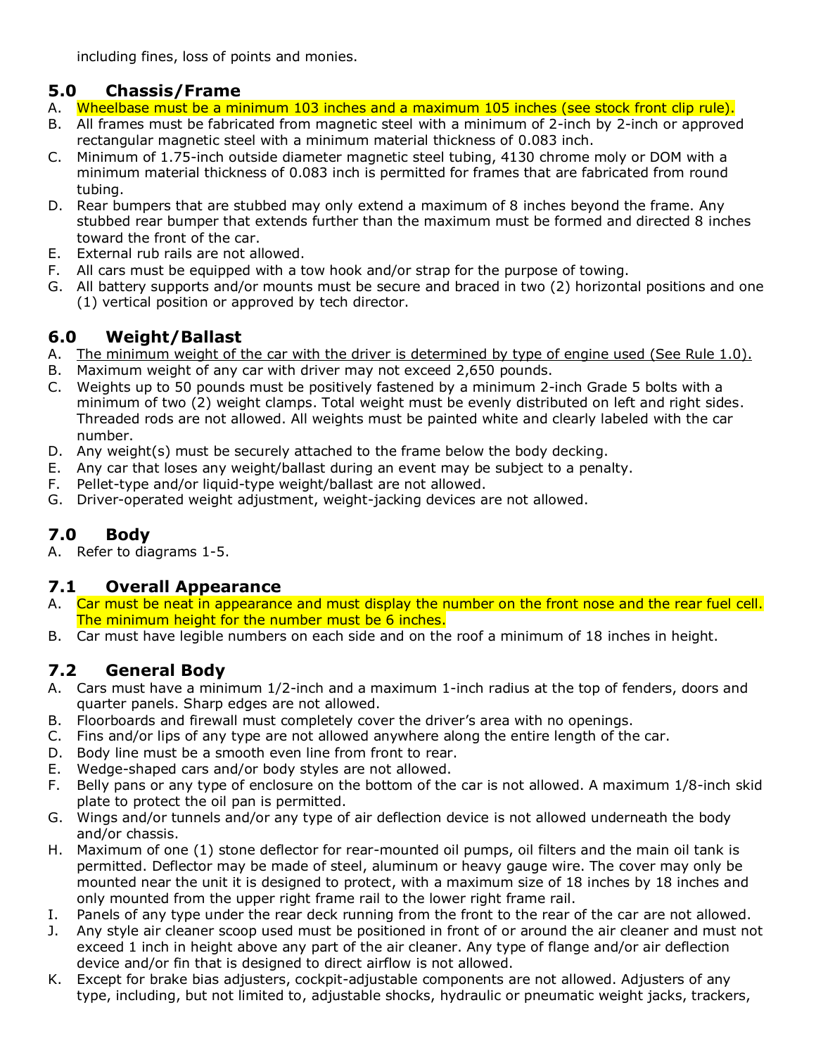including fines, loss of points and monies.

## 5.0 Chassis/Frame

A. Wheelbase must be a minimum 103 inches and a maximum 105 inches (see stock front clip rule).
B. All frames must be fabricated from magnetic steel with a minimum of 2-inch by 2-inch or approved rectangular magnetic steel with a minimum material thickness of 0.083 inch.
C. Minimum of 1.75-inch outside diameter magnetic steel tubing, 4130 chrome moly or DOM with a minimum material thickness of 0.083 inch is permitted for frames that are fabricated from round tubing.
D. Rear bumpers that are stubbed may only extend a maximum of 8 inches beyond the frame. Any stubbed rear bumper that extends further than the maximum must be formed and directed 8 inches toward the front of the car.
E. External rub rails are not allowed.
F. All cars must be equipped with a tow hook and/or strap for the purpose of towing.
G. All battery supports and/or mounts must be secure and braced in two (2) horizontal positions and one (1) vertical position or approved by tech director.

## 6.0 Weight/Ballast

A. <u>The minimum weight of the car with the driver is determined by type of engine used (See Rule 1.0).</u>
B. Maximum weight of any car with driver may not exceed 2,650 pounds.
C. Weights up to 50 pounds must be positively fastened by a minimum 2-inch Grade 5 bolts with a minimum of two (2) weight clamps. Total weight must be evenly distributed on left and right sides. Threaded rods are not allowed. All weights must be painted white and clearly labeled with the car number.
D. Any weight(s) must be securely attached to the frame below the body decking.
E. Any car that loses any weight/ballast during an event may be subject to a penalty.
F. Pellet-type and/or liquid-type weight/ballast are not allowed.
G. Driver-operated weight adjustment, weight-jacking devices are not allowed.

## 7.0 Body

A. Refer to diagrams 1-5.

## 7.1 Overall Appearance

A. Car must be neat in appearance and must display the number on the front nose and the rear fuel cell. The minimum height for the number must be 6 inches.
B. Car must have legible numbers on each side and on the roof a minimum of 18 inches in height.

## 7.2 General Body

A. Cars must have a minimum 1/2-inch and a maximum 1-inch radius at the top of fenders, doors and quarter panels. Sharp edges are not allowed.
B. Floorboards and firewall must completely cover the driver's area with no openings.
C. Fins and/or lips of any type are not allowed anywhere along the entire length of the car.
D. Body line must be a smooth even line from front to rear.
E. Wedge-shaped cars and/or body styles are not allowed.
F. Belly pans or any type of enclosure on the bottom of the car is not allowed. A maximum 1/8-inch skid plate to protect the oil pan is permitted.
G. Wings and/or tunnels and/or any type of air deflection device is not allowed underneath the body and/or chassis.
H. Maximum of one (1) stone deflector for rear-mounted oil pumps, oil filters and the main oil tank is permitted. Deflector may be made of steel, aluminum or heavy gauge wire. The cover may only be mounted near the unit it is designed to protect, with a maximum size of 18 inches by 18 inches and only mounted from the upper right frame rail to the lower right frame rail.
I. Panels of any type under the rear deck running from the front to the rear of the car are not allowed.
J. Any style air cleaner scoop used must be positioned in front of or around the air cleaner and must not exceed 1 inch in height above any part of the air cleaner. Any type of flange and/or air deflection device and/or fin that is designed to direct airflow is not allowed.
K. Except for brake bias adjusters, cockpit-adjustable components are not allowed. Adjusters of any type, including, but not limited to, adjustable shocks, hydraulic or pneumatic weight jacks, trackers,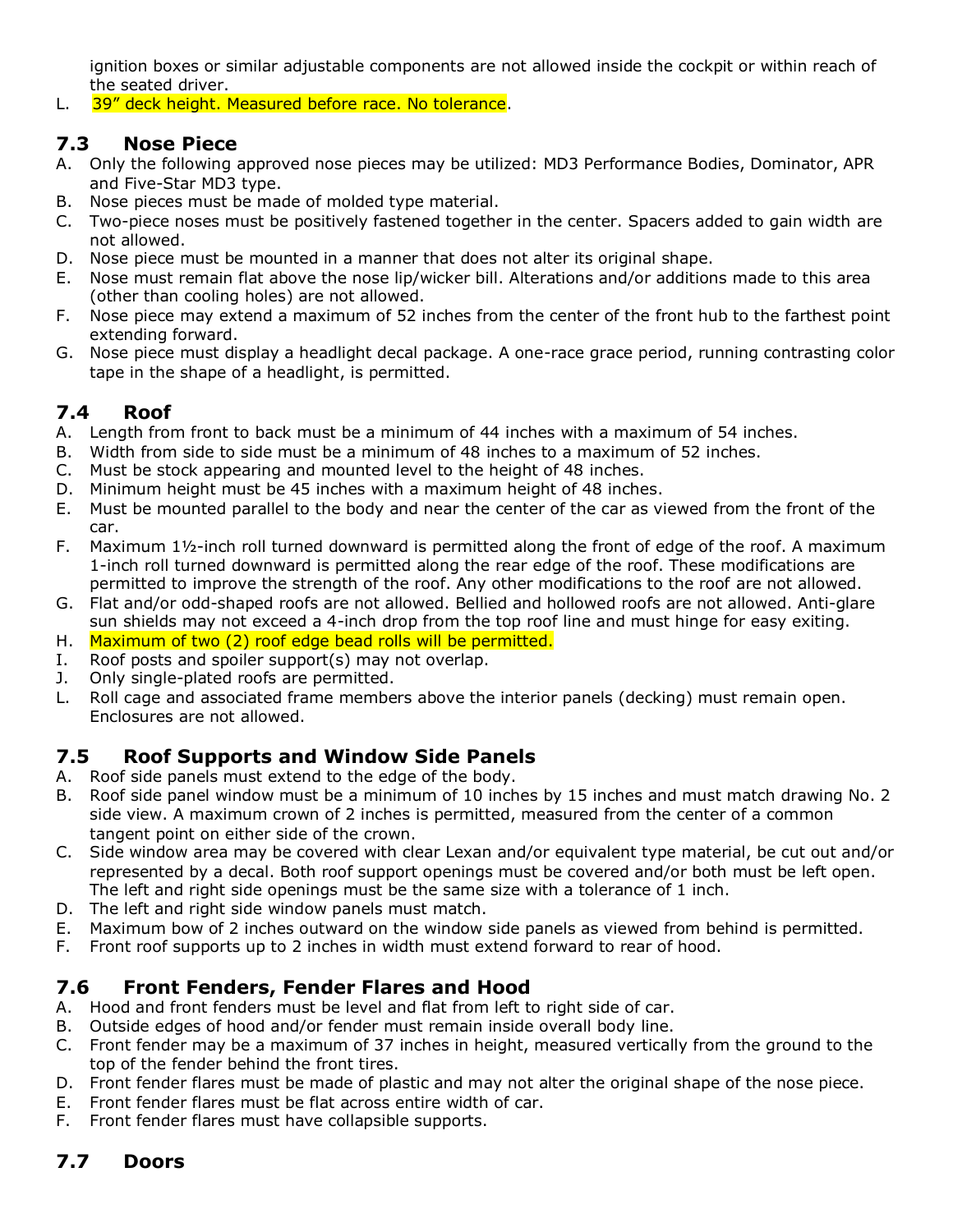ignition boxes or similar adjustable components are not allowed inside the cockpit or within reach of the seated driver.

L. 39” deck height. Measured before race. No tolerance.

## 7.3 Nose Piece

A. Only the following approved nose pieces may be utilized: MD3 Performance Bodies, Dominator, APR and Five-Star MD3 type.
B. Nose pieces must be made of molded type material.
C. Two-piece noses must be positively fastened together in the center. Spacers added to gain width are not allowed.
D. Nose piece must be mounted in a manner that does not alter its original shape.
E. Nose must remain flat above the nose lip/wicker bill. Alterations and/or additions made to this area (other than cooling holes) are not allowed.
F. Nose piece may extend a maximum of 52 inches from the center of the front hub to the farthest point extending forward.
G. Nose piece must display a headlight decal package. A one-race grace period, running contrasting color tape in the shape of a headlight, is permitted.

## 7.4 Roof

A. Length from front to back must be a minimum of 44 inches with a maximum of 54 inches.
B. Width from side to side must be a minimum of 48 inches to a maximum of 52 inches.
C. Must be stock appearing and mounted level to the height of 48 inches.
D. Minimum height must be 45 inches with a maximum height of 48 inches.
E. Must be mounted parallel to the body and near the center of the car as viewed from the front of the car.
F. Maximum 1½-inch roll turned downward is permitted along the front of edge of the roof. A maximum 1-inch roll turned downward is permitted along the rear edge of the roof. These modifications are permitted to improve the strength of the roof. Any other modifications to the roof are not allowed.
G. Flat and/or odd-shaped roofs are not allowed. Bellied and hollowed roofs are not allowed. Anti-glare sun shields may not exceed a 4-inch drop from the top roof line and must hinge for easy exiting.
H. Maximum of two (2) roof edge bead rolls will be permitted.
I. Roof posts and spoiler support(s) may not overlap.
J. Only single-plated roofs are permitted.
L. Roll cage and associated frame members above the interior panels (decking) must remain open. Enclosures are not allowed.

## 7.5 Roof Supports and Window Side Panels

A. Roof side panels must extend to the edge of the body.
B. Roof side panel window must be a minimum of 10 inches by 15 inches and must match drawing No. 2 side view. A maximum crown of 2 inches is permitted, measured from the center of a common tangent point on either side of the crown.
C. Side window area may be covered with clear Lexan and/or equivalent type material, be cut out and/or represented by a decal. Both roof support openings must be covered and/or both must be left open. The left and right side openings must be the same size with a tolerance of 1 inch.
D. The left and right side window panels must match.
E. Maximum bow of 2 inches outward on the window side panels as viewed from behind is permitted.
F. Front roof supports up to 2 inches in width must extend forward to rear of hood.

## 7.6 Front Fenders, Fender Flares and Hood

A. Hood and front fenders must be level and flat from left to right side of car.
B. Outside edges of hood and/or fender must remain inside overall body line.
C. Front fender may be a maximum of 37 inches in height, measured vertically from the ground to the top of the fender behind the front tires.
D. Front fender flares must be made of plastic and may not alter the original shape of the nose piece.
E. Front fender flares must be flat across entire width of car.
F. Front fender flares must have collapsible supports.

## 7.7 Doors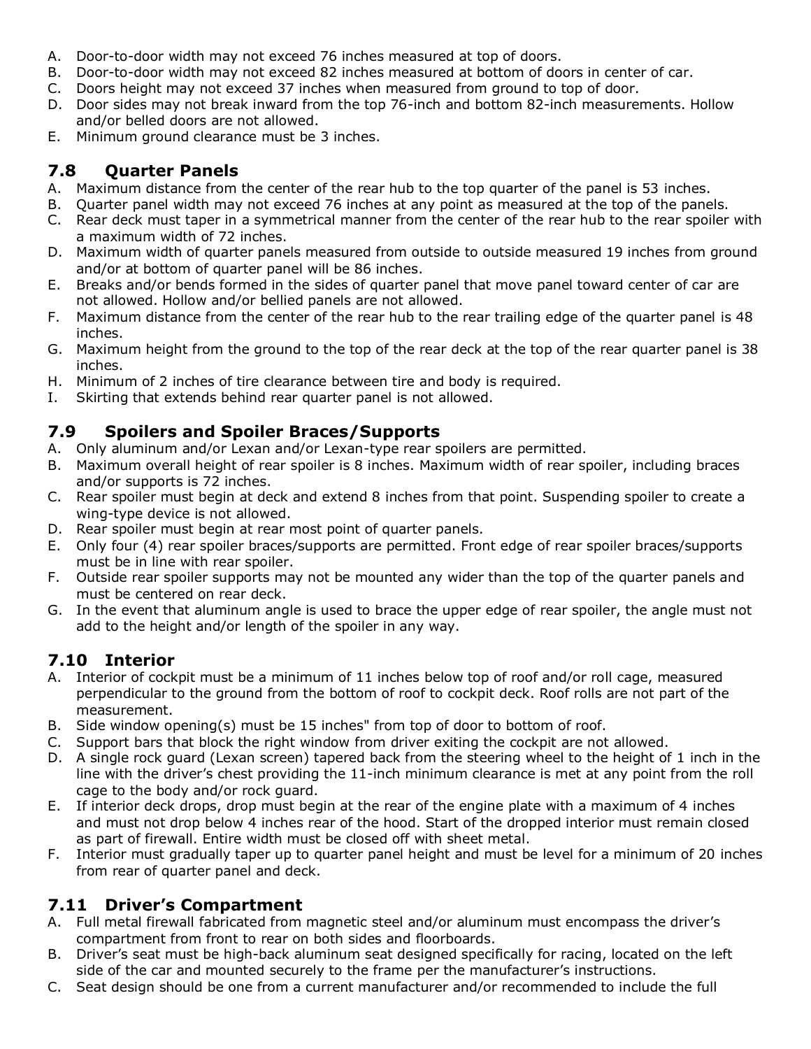A. Door-to-door width may not exceed 76 inches measured at top of doors.
B. Door-to-door width may not exceed 82 inches measured at bottom of doors in center of car.
C. Doors height may not exceed 37 inches when measured from ground to top of door.
D. Door sides may not break inward from the top 76-inch and bottom 82-inch measurements. Hollow and/or belled doors are not allowed.
E. Minimum ground clearance must be 3 inches.

## 7.8 Quarter Panels

A. Maximum distance from the center of the rear hub to the top quarter of the panel is 53 inches.
B. Quarter panel width may not exceed 76 inches at any point as measured at the top of the panels.
C. Rear deck must taper in a symmetrical manner from the center of the rear hub to the rear spoiler with a maximum width of 72 inches.
D. Maximum width of quarter panels measured from outside to outside measured 19 inches from ground and/or at bottom of quarter panel will be 86 inches.
E. Breaks and/or bends formed in the sides of quarter panel that move panel toward center of car are not allowed. Hollow and/or bellied panels are not allowed.
F. Maximum distance from the center of the rear hub to the rear trailing edge of the quarter panel is 48 inches.
G. Maximum height from the ground to the top of the rear deck at the top of the rear quarter panel is 38 inches.
H. Minimum of 2 inches of tire clearance between tire and body is required.
I. Skirting that extends behind rear quarter panel is not allowed.

## 7.9 Spoilers and Spoiler Braces/Supports

A. Only aluminum and/or Lexan and/or Lexan-type rear spoilers are permitted.
B. Maximum overall height of rear spoiler is 8 inches. Maximum width of rear spoiler, including braces and/or supports is 72 inches.
C. Rear spoiler must begin at deck and extend 8 inches from that point. Suspending spoiler to create a wing-type device is not allowed.
D. Rear spoiler must begin at rear most point of quarter panels.
E. Only four (4) rear spoiler braces/supports are permitted. Front edge of rear spoiler braces/supports must be in line with rear spoiler.
F. Outside rear spoiler supports may not be mounted any wider than the top of the quarter panels and must be centered on rear deck.
G. In the event that aluminum angle is used to brace the upper edge of rear spoiler, the angle must not add to the height and/or length of the spoiler in any way.

## 7.10 Interior

A. Interior of cockpit must be a minimum of 11 inches below top of roof and/or roll cage, measured perpendicular to the ground from the bottom of roof to cockpit deck. Roof rolls are not part of the measurement.
B. Side window opening(s) must be 15 inches" from top of door to bottom of roof.
C. Support bars that block the right window from driver exiting the cockpit are not allowed.
D. A single rock guard (Lexan screen) tapered back from the steering wheel to the height of 1 inch in the line with the driver's chest providing the 11-inch minimum clearance is met at any point from the roll cage to the body and/or rock guard.
E. If interior deck drops, drop must begin at the rear of the engine plate with a maximum of 4 inches and must not drop below 4 inches rear of the hood. Start of the dropped interior must remain closed as part of firewall. Entire width must be closed off with sheet metal.
F. Interior must gradually taper up to quarter panel height and must be level for a minimum of 20 inches from rear of quarter panel and deck.

## 7.11 Driver's Compartment

A. Full metal firewall fabricated from magnetic steel and/or aluminum must encompass the driver's compartment from front to rear on both sides and floorboards.
B. Driver's seat must be high-back aluminum seat designed specifically for racing, located on the left side of the car and mounted securely to the frame per the manufacturer's instructions.
C. Seat design should be one from a current manufacturer and/or recommended to include the full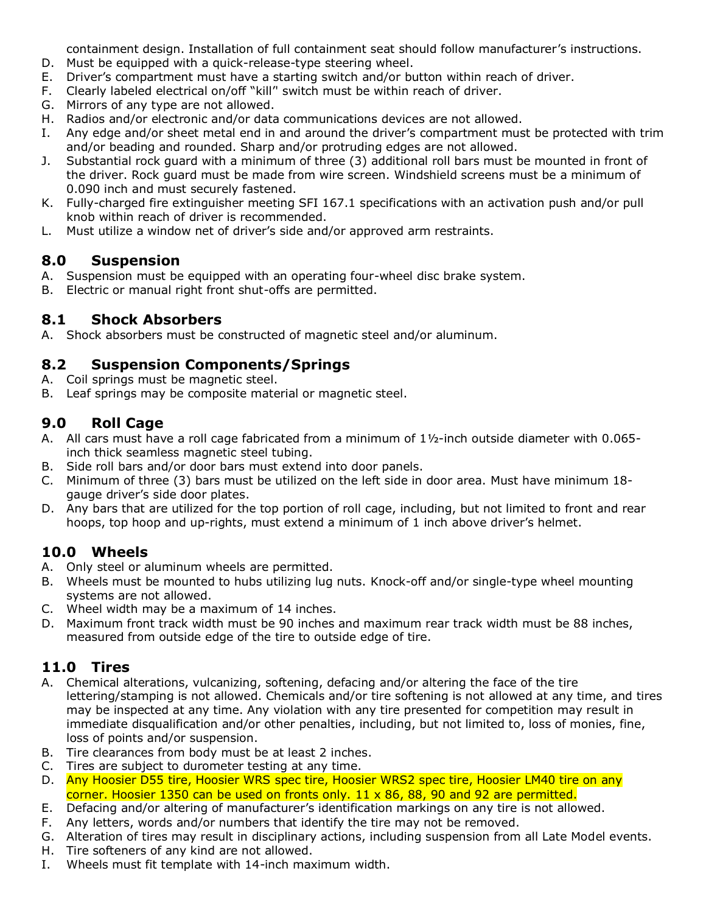containment design. Installation of full containment seat should follow manufacturer's instructions.

D. Must be equipped with a quick-release-type steering wheel.
E. Driver's compartment must have a starting switch and/or button within reach of driver.
F. Clearly labeled electrical on/off "kill" switch must be within reach of driver.
G. Mirrors of any type are not allowed.
H. Radios and/or electronic and/or data communications devices are not allowed.
I. Any edge and/or sheet metal end in and around the driver's compartment must be protected with trim and/or beading and rounded. Sharp and/or protruding edges are not allowed.
J. Substantial rock guard with a minimum of three (3) additional roll bars must be mounted in front of the driver. Rock guard must be made from wire screen. Windshield screens must be a minimum of 0.090 inch and must securely fastened.
K. Fully-charged fire extinguisher meeting SFI 167.1 specifications with an activation push and/or pull knob within reach of driver is recommended.
L. Must utilize a window net of driver's side and/or approved arm restraints.

## 8.0 Suspension

A. Suspension must be equipped with an operating four-wheel disc brake system.
B. Electric or manual right front shut-offs are permitted.

## 8.1 Shock Absorbers

A. Shock absorbers must be constructed of magnetic steel and/or aluminum.

## 8.2 Suspension Components/Springs

A. Coil springs must be magnetic steel.
B. Leaf springs may be composite material or magnetic steel.

## 9.0 Roll Cage

A. All cars must have a roll cage fabricated from a minimum of 1½-inch outside diameter with 0.065-inch thick seamless magnetic steel tubing.
B. Side roll bars and/or door bars must extend into door panels.
C. Minimum of three (3) bars must be utilized on the left side in door area. Must have minimum 18-gauge driver's side door plates.
D. Any bars that are utilized for the top portion of roll cage, including, but not limited to front and rear hoops, top hoop and up-rights, must extend a minimum of 1 inch above driver's helmet.

## 10.0 Wheels

A. Only steel or aluminum wheels are permitted.
B. Wheels must be mounted to hubs utilizing lug nuts. Knock-off and/or single-type wheel mounting systems are not allowed.
C. Wheel width may be a maximum of 14 inches.
D. Maximum front track width must be 90 inches and maximum rear track width must be 88 inches, measured from outside edge of the tire to outside edge of tire.

## 11.0 Tires

A. Chemical alterations, vulcanizing, softening, defacing and/or altering the face of the tire lettering/stamping is not allowed. Chemicals and/or tire softening is not allowed at any time, and tires may be inspected at any time. Any violation with any tire presented for competition may result in immediate disqualification and/or other penalties, including, but not limited to, loss of monies, fine, loss of points and/or suspension.
B. Tire clearances from body must be at least 2 inches.
C. Tires are subject to durometer testing at any time.
D. Any Hoosier D55 tire, Hoosier WRS spec tire, Hoosier WRS2 spec tire, Hoosier LM40 tire on any corner. Hoosier 1350 can be used on fronts only. 11 x 86, 88, 90 and 92 are permitted.
E. Defacing and/or altering of manufacturer's identification markings on any tire is not allowed.
F. Any letters, words and/or numbers that identify the tire may not be removed.
G. Alteration of tires may result in disciplinary actions, including suspension from all Late Model events.
H. Tire softeners of any kind are not allowed.
I. Wheels must fit template with 14-inch maximum width.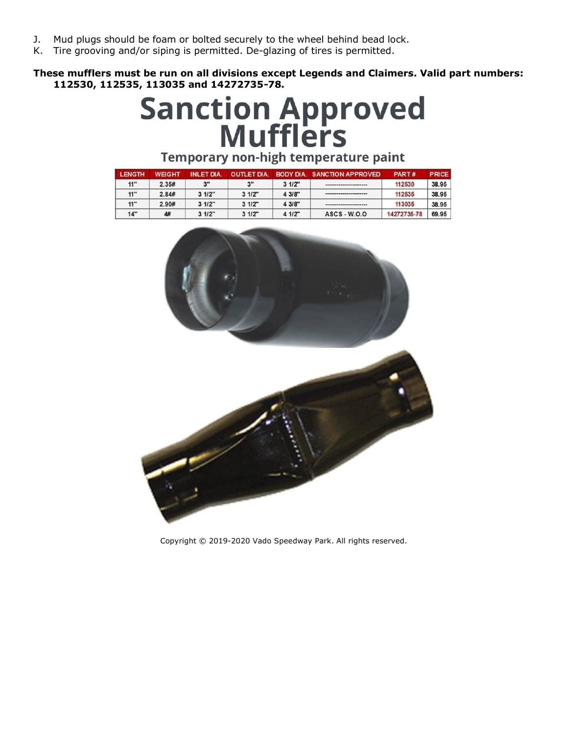J. Mud plugs should be foam or bolted securely to the wheel behind bead lock.
K. Tire grooving and/or siping is permitted. De-glazing of tires is permitted.

**These mufflers must be run on all divisions except Legends and Claimers. Valid part numbers: 112530, 112535, 113035 and 14272735-78.**

# Sanction Approved Mufflers

## Temporary non-high temperature paint

| LENGTH | WEIGHT | INLET DIA. | OUTLET DIA. | BODY DIA. | SANCTION APPROVED | PART # | PRICE |
|---|---|---|---|---|---|---|---|
| 11" | 2.35# | 3" | 3" | 3 1/2" | ---------------------- | 112530 | 38.95 |
| 11" | 2.84# | 3 1/2" | 3 1/2" | 4 3/8" | ---------------------- | 112535 | 38.95 |
| 11" | 2.90# | 3 1/2" | 3 1/2" | 4 3/8" | ---------------------- | 113035 | 38.95 |
| 14" | 4# | 3 1/2" | 3 1/2" | 4 1/2" | ASCS - W.O.O | 14272735-78 | 69.95 |

Copyright © 2019-2020 Vado Speedway Park. All rights reserved.